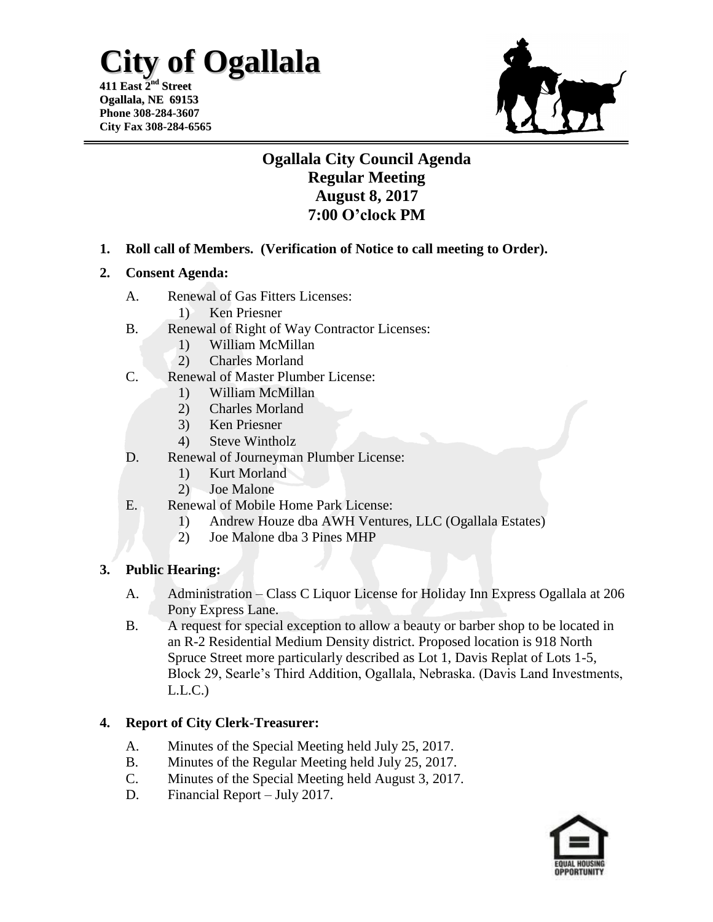# City of Ogallala

**411 East 2nd Street**
**Ogallala, NE 69153**
**Phone 308-284-3607**
**City Fax 308-284-6565**

## Ogallala City Council Agenda
## Regular Meeting
## August 8, 2017
## 7:00 O'clock PM

**1. Roll call of Members. (Verification of Notice to call meeting to Order).**

**2. Consent Agenda:**

- A. Renewal of Gas Fitters Licenses:
  1) Ken Priesner
- B. Renewal of Right of Way Contractor Licenses:
  1) William McMillan
  2) Charles Morland
- C. Renewal of Master Plumber License:
  1) William McMillan
  2) Charles Morland
  3) Ken Priesner
  4) Steve Wintholz
- D. Renewal of Journeyman Plumber License:
  1) Kurt Morland
  2) Joe Malone
- E. Renewal of Mobile Home Park License:
  1) Andrew Houze dba AWH Ventures, LLC (Ogallala Estates)
  2) Joe Malone dba 3 Pines MHP

**3. Public Hearing:**

- A. Administration – Class C Liquor License for Holiday Inn Express Ogallala at 206 Pony Express Lane.
- B. A request for special exception to allow a beauty or barber shop to be located in an R-2 Residential Medium Density district. Proposed location is 918 North Spruce Street more particularly described as Lot 1, Davis Replat of Lots 1-5, Block 29, Searle's Third Addition, Ogallala, Nebraska. (Davis Land Investments, L.L.C.)

**4. Report of City Clerk-Treasurer:**

- A. Minutes of the Special Meeting held July 25, 2017.
- B. Minutes of the Regular Meeting held July 25, 2017.
- C. Minutes of the Special Meeting held August 3, 2017.
- D. Financial Report – July 2017.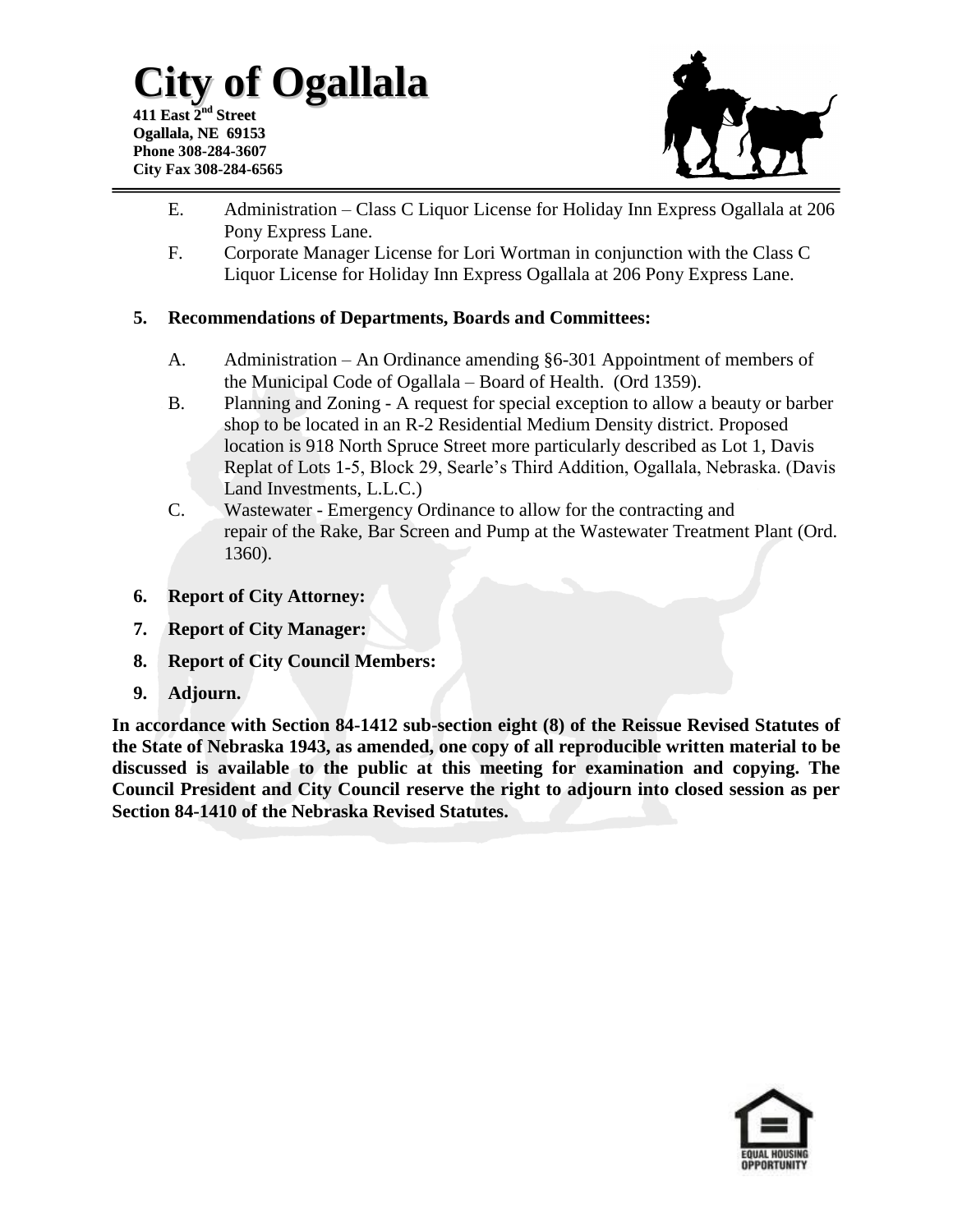# City of Ogallala

**411 East 2nd Street**
**Ogallala, NE 69153**
**Phone 308-284-3607**
**City Fax 308-284-6565**

E. Administration – Class C Liquor License for Holiday Inn Express Ogallala at 206 Pony Express Lane.

F. Corporate Manager License for Lori Wortman in conjunction with the Class C Liquor License for Holiday Inn Express Ogallala at 206 Pony Express Lane.

**5. Recommendations of Departments, Boards and Committees:**

A. Administration – An Ordinance amending §6-301 Appointment of members of the Municipal Code of Ogallala – Board of Health. (Ord 1359).

B. Planning and Zoning - A request for special exception to allow a beauty or barber shop to be located in an R-2 Residential Medium Density district. Proposed location is 918 North Spruce Street more particularly described as Lot 1, Davis Replat of Lots 1-5, Block 29, Searle's Third Addition, Ogallala, Nebraska. (Davis Land Investments, L.L.C.)

C. Wastewater - Emergency Ordinance to allow for the contracting and repair of the Rake, Bar Screen and Pump at the Wastewater Treatment Plant (Ord. 1360).

**6. Report of City Attorney:**

**7. Report of City Manager:**

**8. Report of City Council Members:**

**9. Adjourn.**

**In accordance with Section 84-1412 sub-section eight (8) of the Reissue Revised Statutes of the State of Nebraska 1943, as amended, one copy of all reproducible written material to be discussed is available to the public at this meeting for examination and copying. The Council President and City Council reserve the right to adjourn into closed session as per Section 84-1410 of the Nebraska Revised Statutes.**

EQUAL HOUSING OPPORTUNITY